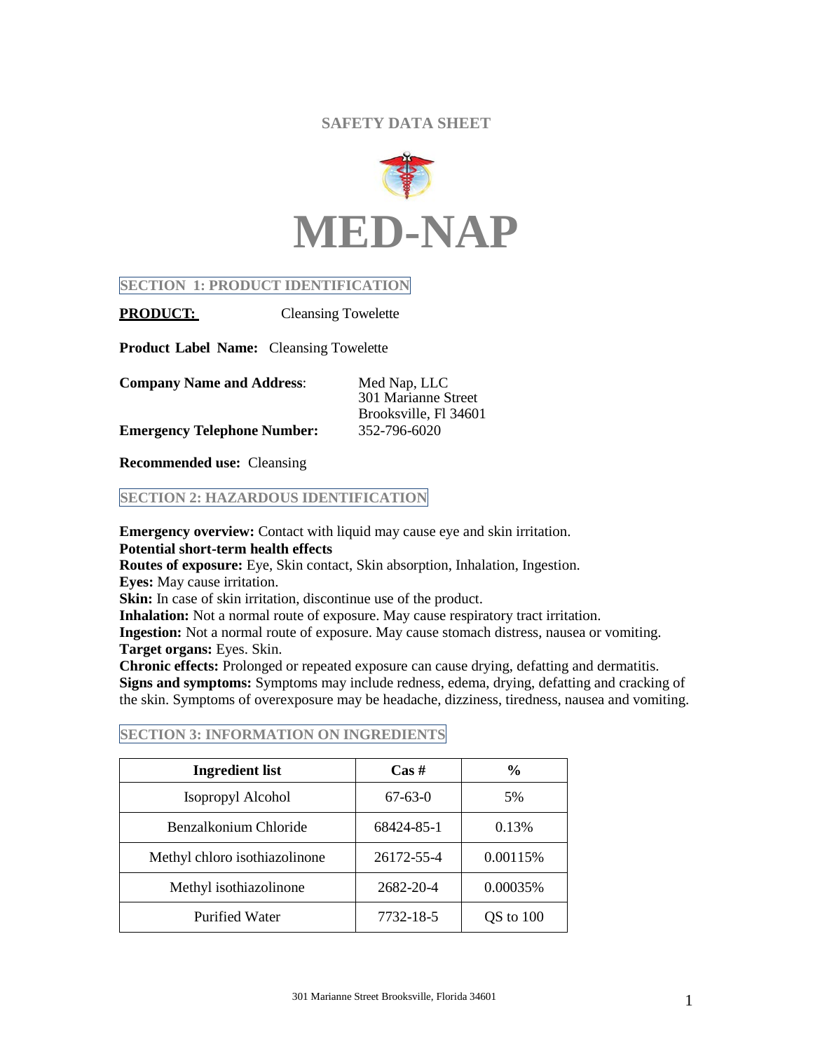# SAFETY DATA SHEET

# MED-NAP

## SECTION 1: PRODUCT IDENTIFICATION

**PRODUCT:** Cleansing Towelette

**Product Label Name:** Cleansing Towelette

**Company Name and Address**: Med Nap, LLC
301 Marianne Street
Brooksville, Fl 34601

**Emergency Telephone Number:** 352-796-6020

**Recommended use:** Cleansing

## SECTION 2: HAZARDOUS IDENTIFICATION

**Emergency overview:** Contact with liquid may cause eye and skin irritation.
**Potential short-term health effects**
**Routes of exposure:** Eye, Skin contact, Skin absorption, Inhalation, Ingestion.
**Eyes:** May cause irritation.
**Skin:** In case of skin irritation, discontinue use of the product.
**Inhalation:** Not a normal route of exposure. May cause respiratory tract irritation.
**Ingestion:** Not a normal route of exposure. May cause stomach distress, nausea or vomiting.
**Target organs:** Eyes. Skin.
**Chronic effects:** Prolonged or repeated exposure can cause drying, defatting and dermatitis.
**Signs and symptoms:** Symptoms may include redness, edema, drying, defatting and cracking of the skin. Symptoms of overexposure may be headache, dizziness, tiredness, nausea and vomiting.

## SECTION 3: INFORMATION ON INGREDIENTS

| Ingredient list | Cas # | % |
|---|---|---|
| Isopropyl Alcohol | 67-63-0 | 5% |
| Benzalkonium Chloride | 68424-85-1 | 0.13% |
| Methyl chloro isothiazolinone | 26172-55-4 | 0.00115% |
| Methyl isothiazolinone | 2682-20-4 | 0.00035% |
| Purified Water | 7732-18-5 | QS to 100 |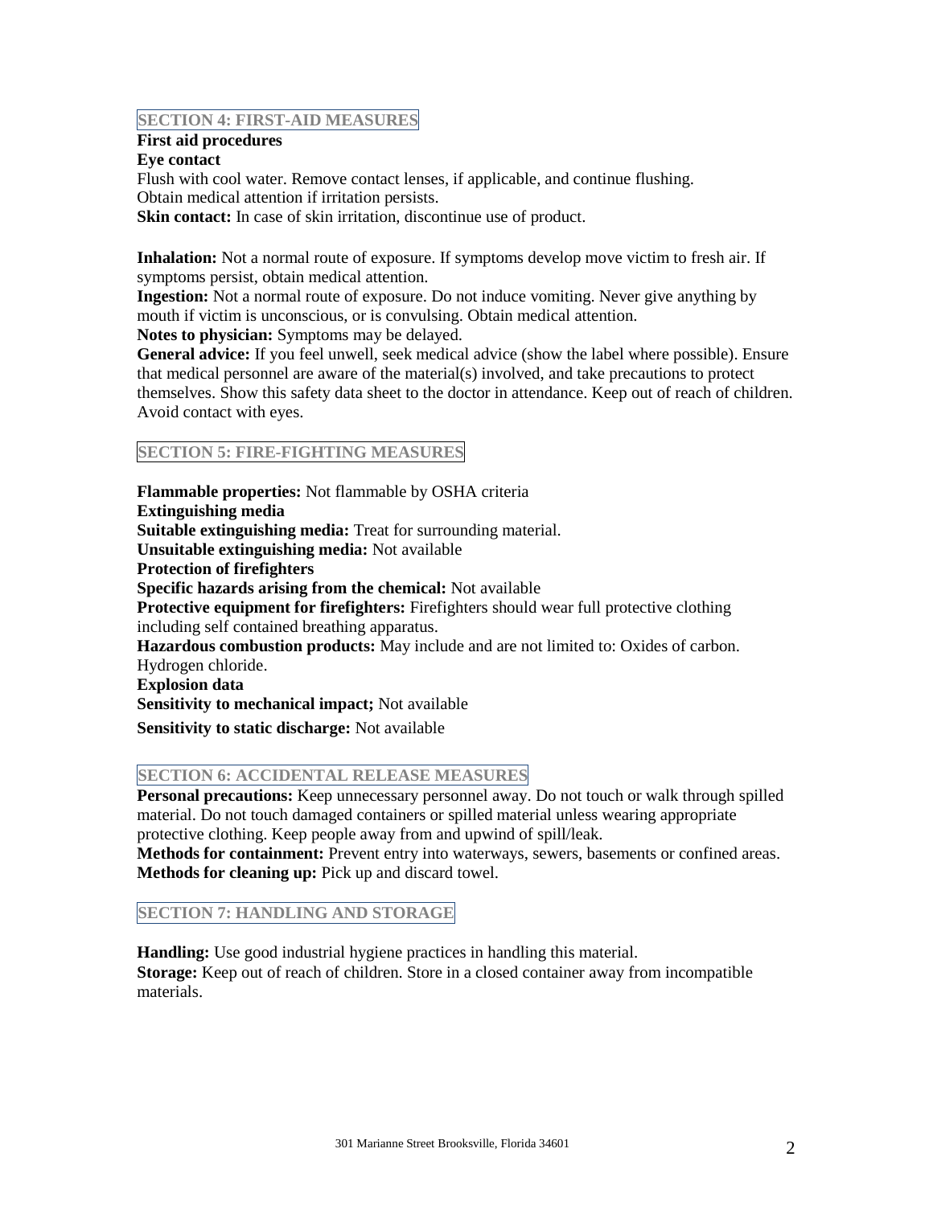## SECTION 4: FIRST-AID MEASURES

**First aid procedures**

**Eye contact**

Flush with cool water. Remove contact lenses, if applicable, and continue flushing.
Obtain medical attention if irritation persists.

**Skin contact:** In case of skin irritation, discontinue use of product.

**Inhalation:** Not a normal route of exposure. If symptoms develop move victim to fresh air. If symptoms persist, obtain medical attention.

**Ingestion:** Not a normal route of exposure. Do not induce vomiting. Never give anything by mouth if victim is unconscious, or is convulsing. Obtain medical attention.

**Notes to physician:** Symptoms may be delayed.

**General advice:** If you feel unwell, seek medical advice (show the label where possible). Ensure that medical personnel are aware of the material(s) involved, and take precautions to protect themselves. Show this safety data sheet to the doctor in attendance. Keep out of reach of children. Avoid contact with eyes.

## SECTION 5: FIRE-FIGHTING MEASURES

**Flammable properties:** Not flammable by OSHA criteria

**Extinguishing media**

**Suitable extinguishing media:** Treat for surrounding material.

**Unsuitable extinguishing media:** Not available

**Protection of firefighters**

**Specific hazards arising from the chemical:** Not available

**Protective equipment for firefighters:** Firefighters should wear full protective clothing including self contained breathing apparatus.

**Hazardous combustion products:** May include and are not limited to: Oxides of carbon. Hydrogen chloride.

**Explosion data**

**Sensitivity to mechanical impact;** Not available

**Sensitivity to static discharge:** Not available

## SECTION 6: ACCIDENTAL RELEASE MEASURES

**Personal precautions:** Keep unnecessary personnel away. Do not touch or walk through spilled material. Do not touch damaged containers or spilled material unless wearing appropriate protective clothing. Keep people away from and upwind of spill/leak.

**Methods for containment:** Prevent entry into waterways, sewers, basements or confined areas.

**Methods for cleaning up:** Pick up and discard towel.

## SECTION 7: HANDLING AND STORAGE

**Handling:** Use good industrial hygiene practices in handling this material.

**Storage:** Keep out of reach of children. Store in a closed container away from incompatible materials.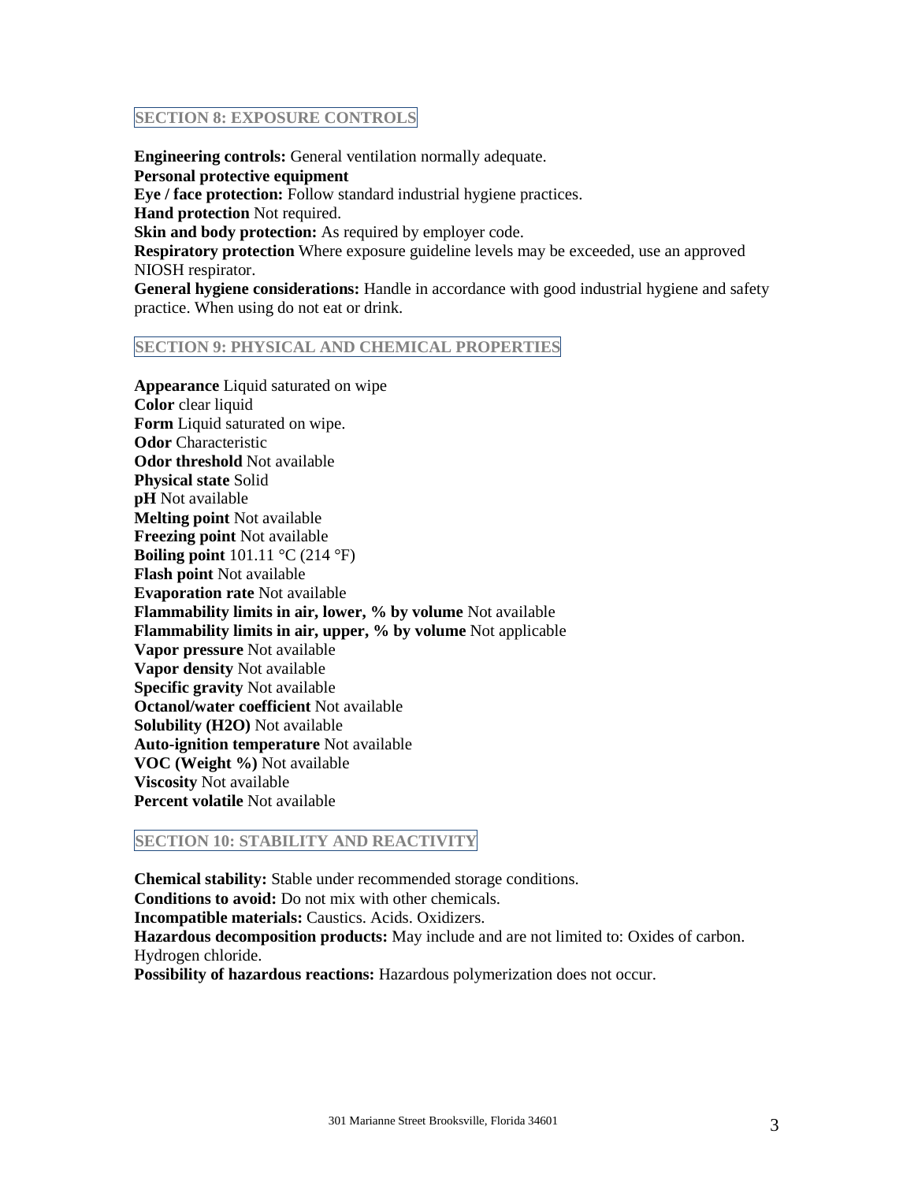## SECTION 8: EXPOSURE CONTROLS

**Engineering controls:** General ventilation normally adequate.
**Personal protective equipment**
**Eye / face protection:** Follow standard industrial hygiene practices.
**Hand protection** Not required.
**Skin and body protection:** As required by employer code.
**Respiratory protection** Where exposure guideline levels may be exceeded, use an approved NIOSH respirator.
**General hygiene considerations:** Handle in accordance with good industrial hygiene and safety practice. When using do not eat or drink.

## SECTION 9: PHYSICAL AND CHEMICAL PROPERTIES

**Appearance** Liquid saturated on wipe
**Color** clear liquid
**Form** Liquid saturated on wipe.
**Odor** Characteristic
**Odor threshold** Not available
**Physical state** Solid
**pH** Not available
**Melting point** Not available
**Freezing point** Not available
**Boiling point** 101.11 °C (214 °F)
**Flash point** Not available
**Evaporation rate** Not available
**Flammability limits in air, lower, % by volume** Not available
**Flammability limits in air, upper, % by volume** Not applicable
**Vapor pressure** Not available
**Vapor density** Not available
**Specific gravity** Not available
**Octanol/water coefficient** Not available
**Solubility (H2O)** Not available
**Auto-ignition temperature** Not available
**VOC (Weight %)** Not available
**Viscosity** Not available
**Percent volatile** Not available

## SECTION 10: STABILITY AND REACTIVITY

**Chemical stability:** Stable under recommended storage conditions.
**Conditions to avoid:** Do not mix with other chemicals.
**Incompatible materials:** Caustics. Acids. Oxidizers.
**Hazardous decomposition products:** May include and are not limited to: Oxides of carbon. Hydrogen chloride.
**Possibility of hazardous reactions:** Hazardous polymerization does not occur.

301 Marianne Street Brooksville, Florida 34601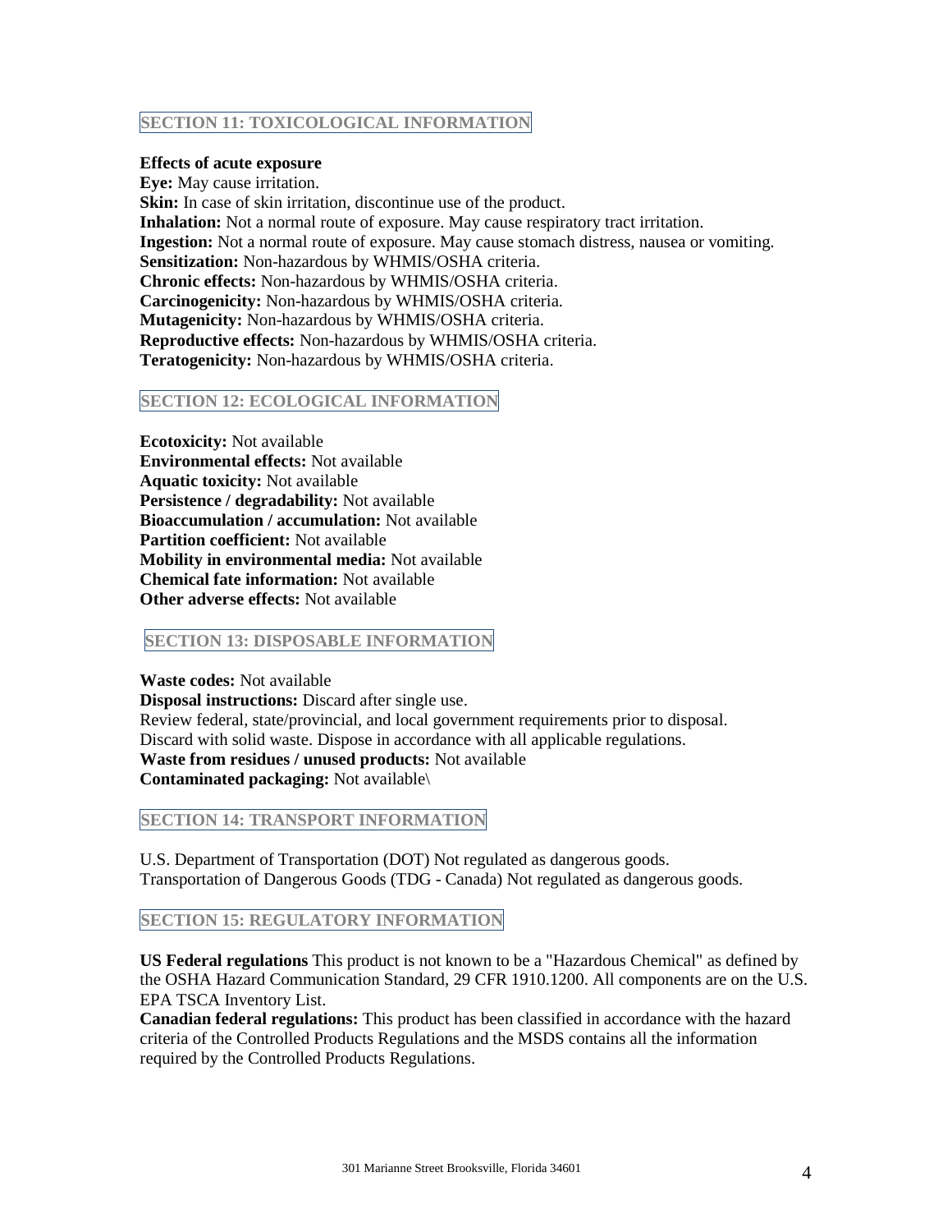## SECTION 11: TOXICOLOGICAL INFORMATION

**Effects of acute exposure**
**Eye:** May cause irritation.
**Skin:** In case of skin irritation, discontinue use of the product.
**Inhalation:** Not a normal route of exposure. May cause respiratory tract irritation.
**Ingestion:** Not a normal route of exposure. May cause stomach distress, nausea or vomiting.
**Sensitization:** Non-hazardous by WHMIS/OSHA criteria.
**Chronic effects:** Non-hazardous by WHMIS/OSHA criteria.
**Carcinogenicity:** Non-hazardous by WHMIS/OSHA criteria.
**Mutagenicity:** Non-hazardous by WHMIS/OSHA criteria.
**Reproductive effects:** Non-hazardous by WHMIS/OSHA criteria.
**Teratogenicity:** Non-hazardous by WHMIS/OSHA criteria.

## SECTION 12: ECOLOGICAL INFORMATION

**Ecotoxicity:** Not available
**Environmental effects:** Not available
**Aquatic toxicity:** Not available
**Persistence / degradability:** Not available
**Bioaccumulation / accumulation:** Not available
**Partition coefficient:** Not available
**Mobility in environmental media:** Not available
**Chemical fate information:** Not available
**Other adverse effects:** Not available

## SECTION 13: DISPOSABLE INFORMATION

**Waste codes:** Not available
**Disposal instructions:** Discard after single use.
Review federal, state/provincial, and local government requirements prior to disposal.
Discard with solid waste. Dispose in accordance with all applicable regulations.
**Waste from residues / unused products:** Not available
**Contaminated packaging:** Not available\

## SECTION 14: TRANSPORT INFORMATION

U.S. Department of Transportation (DOT) Not regulated as dangerous goods.
Transportation of Dangerous Goods (TDG - Canada) Not regulated as dangerous goods.

## SECTION 15: REGULATORY INFORMATION

**US Federal regulations** This product is not known to be a "Hazardous Chemical" as defined by the OSHA Hazard Communication Standard, 29 CFR 1910.1200. All components are on the U.S. EPA TSCA Inventory List.
**Canadian federal regulations:** This product has been classified in accordance with the hazard criteria of the Controlled Products Regulations and the MSDS contains all the information required by the Controlled Products Regulations.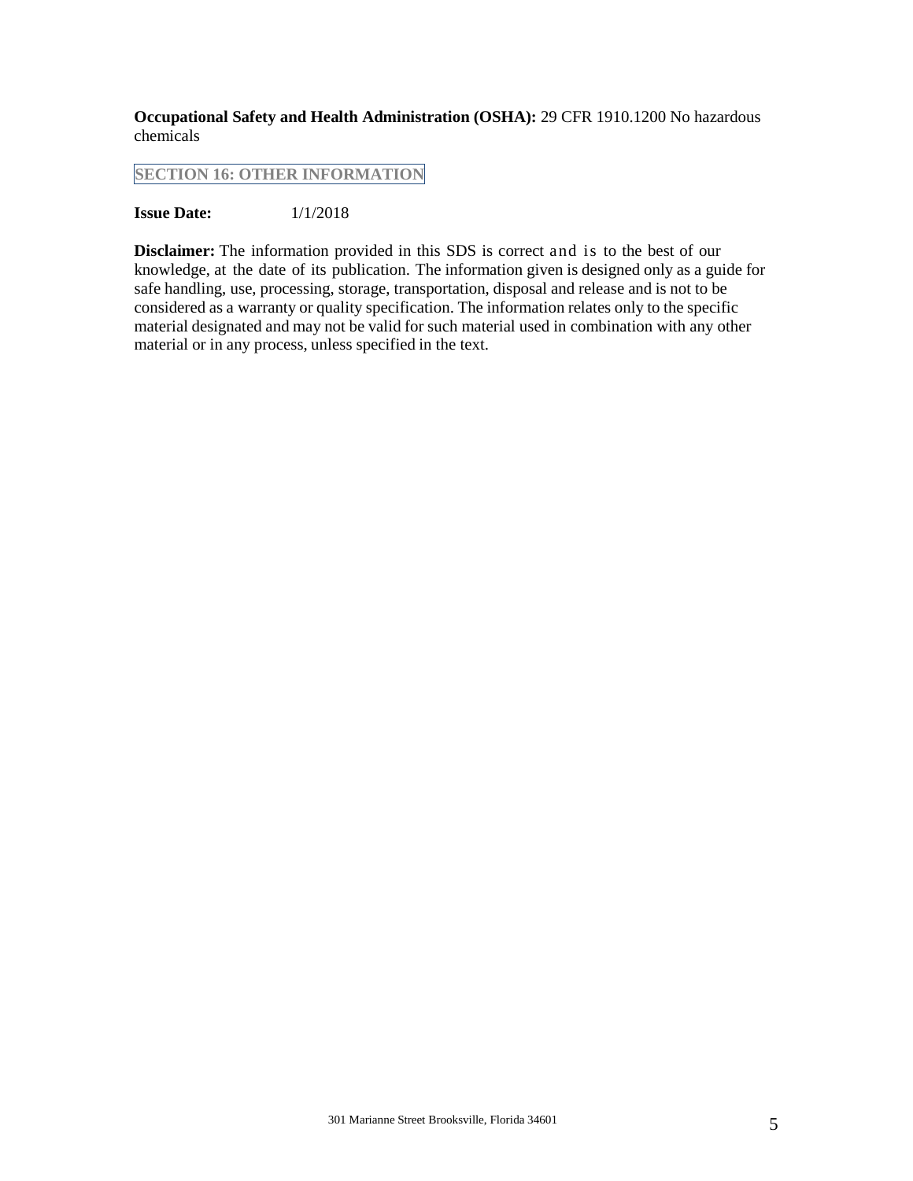**Occupational Safety and Health Administration (OSHA):** 29 CFR 1910.1200 No hazardous chemicals

## SECTION 16: OTHER INFORMATION

**Issue Date:** 1/1/2018

**Disclaimer:** The information provided in this SDS is correct and is to the best of our knowledge, at the date of its publication. The information given is designed only as a guide for safe handling, use, processing, storage, transportation, disposal and release and is not to be considered as a warranty or quality specification. The information relates only to the specific material designated and may not be valid for such material used in combination with any other material or in any process, unless specified in the text.